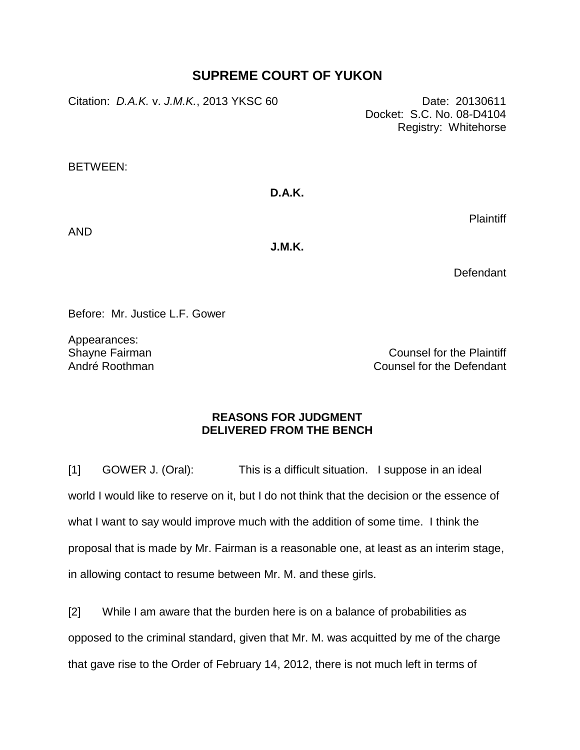# SUPREME COURT OF YUKON

Citation: *D.A.K.* v. *J.M.K.*, 2013 YKSC 60

Date: 20130611
Docket: S.C. No. 08-D4104
Registry: Whitehorse

BETWEEN:

**D.A.K.**

Plaintiff

AND

**J.M.K.**

Defendant

Before: Mr. Justice L.F. Gower

Appearances:

| | |
|---|---|
| Shayne Fairman | Counsel for the Plaintiff |
| André Roothman | Counsel for the Defendant |

## REASONS FOR JUDGMENT DELIVERED FROM THE BENCH

[1] GOWER J. (Oral): This is a difficult situation. I suppose in an ideal world I would like to reserve on it, but I do not think that the decision or the essence of what I want to say would improve much with the addition of some time. I think the proposal that is made by Mr. Fairman is a reasonable one, at least as an interim stage, in allowing contact to resume between Mr. M. and these girls.

[2] While I am aware that the burden here is on a balance of probabilities as opposed to the criminal standard, given that Mr. M. was acquitted by me of the charge that gave rise to the Order of February 14, 2012, there is not much left in terms of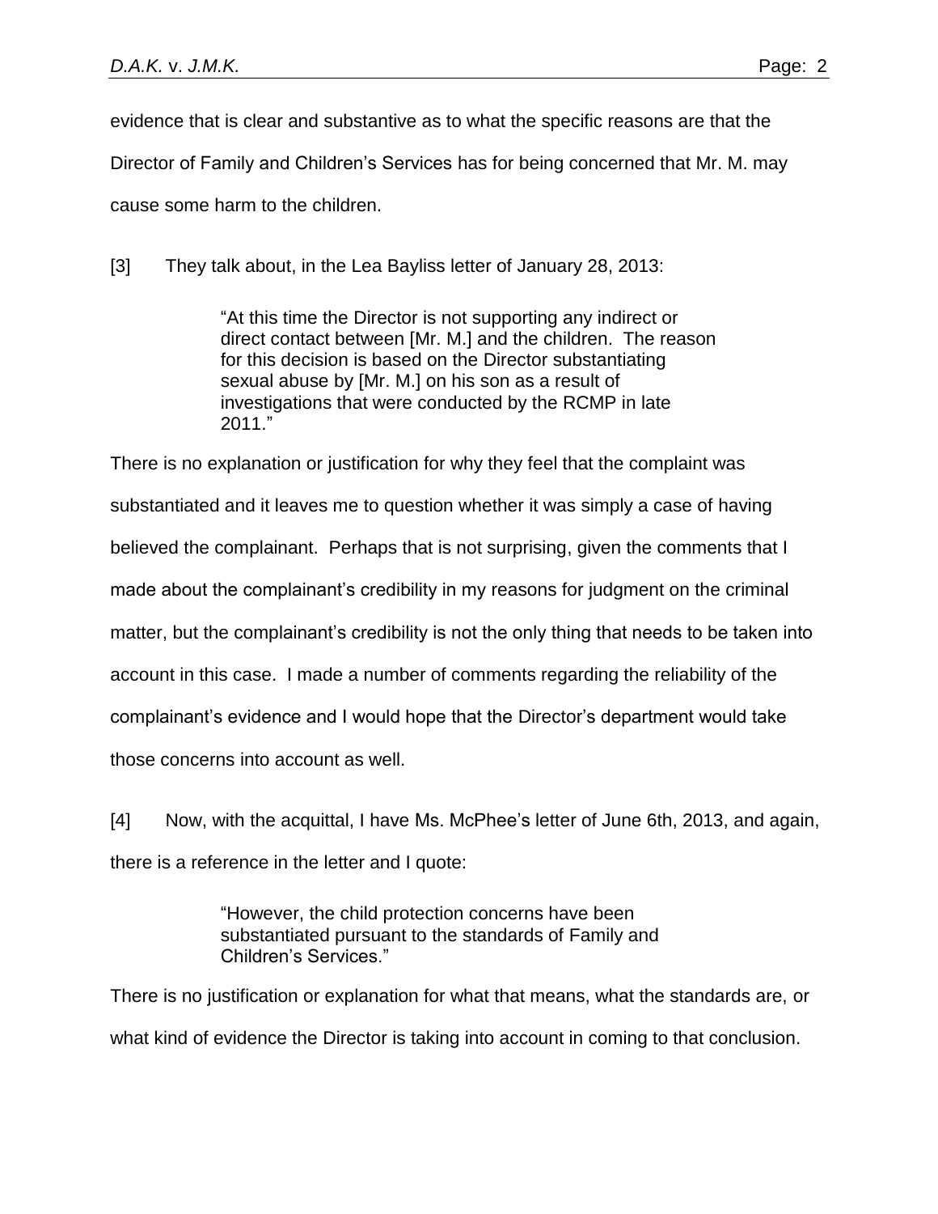evidence that is clear and substantive as to what the specific reasons are that the Director of Family and Children's Services has for being concerned that Mr. M. may cause some harm to the children.

[3] They talk about, in the Lea Bayliss letter of January 28, 2013:

> "At this time the Director is not supporting any indirect or direct contact between [Mr. M.] and the children. The reason for this decision is based on the Director substantiating sexual abuse by [Mr. M.] on his son as a result of investigations that were conducted by the RCMP in late 2011."

There is no explanation or justification for why they feel that the complaint was substantiated and it leaves me to question whether it was simply a case of having believed the complainant. Perhaps that is not surprising, given the comments that I made about the complainant's credibility in my reasons for judgment on the criminal matter, but the complainant's credibility is not the only thing that needs to be taken into account in this case. I made a number of comments regarding the reliability of the complainant's evidence and I would hope that the Director's department would take those concerns into account as well.

[4] Now, with the acquittal, I have Ms. McPhee's letter of June 6th, 2013, and again, there is a reference in the letter and I quote:

> "However, the child protection concerns have been substantiated pursuant to the standards of Family and Children's Services."

There is no justification or explanation for what that means, what the standards are, or what kind of evidence the Director is taking into account in coming to that conclusion.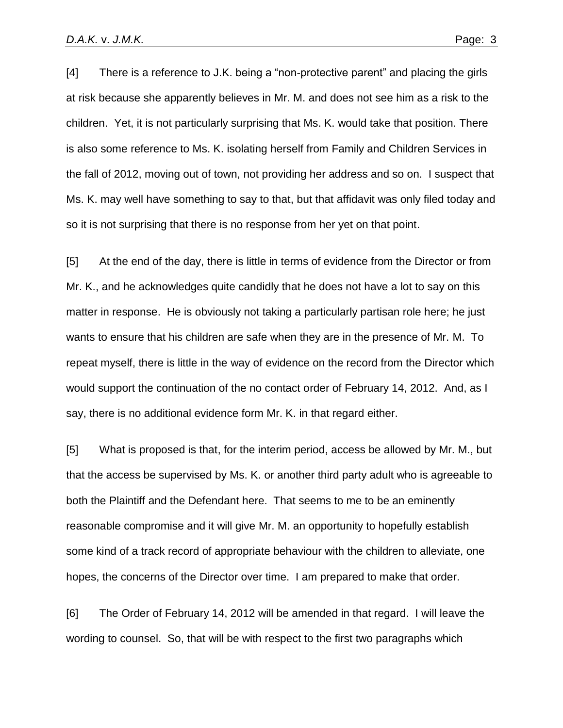[4] There is a reference to J.K. being a "non-protective parent" and placing the girls at risk because she apparently believes in Mr. M. and does not see him as a risk to the children. Yet, it is not particularly surprising that Ms. K. would take that position. There is also some reference to Ms. K. isolating herself from Family and Children Services in the fall of 2012, moving out of town, not providing her address and so on. I suspect that Ms. K. may well have something to say to that, but that affidavit was only filed today and so it is not surprising that there is no response from her yet on that point.

[5] At the end of the day, there is little in terms of evidence from the Director or from Mr. K., and he acknowledges quite candidly that he does not have a lot to say on this matter in response. He is obviously not taking a particularly partisan role here; he just wants to ensure that his children are safe when they are in the presence of Mr. M. To repeat myself, there is little in the way of evidence on the record from the Director which would support the continuation of the no contact order of February 14, 2012. And, as I say, there is no additional evidence form Mr. K. in that regard either.

[5] What is proposed is that, for the interim period, access be allowed by Mr. M., but that the access be supervised by Ms. K. or another third party adult who is agreeable to both the Plaintiff and the Defendant here. That seems to me to be an eminently reasonable compromise and it will give Mr. M. an opportunity to hopefully establish some kind of a track record of appropriate behaviour with the children to alleviate, one hopes, the concerns of the Director over time. I am prepared to make that order.

[6] The Order of February 14, 2012 will be amended in that regard. I will leave the wording to counsel. So, that will be with respect to the first two paragraphs which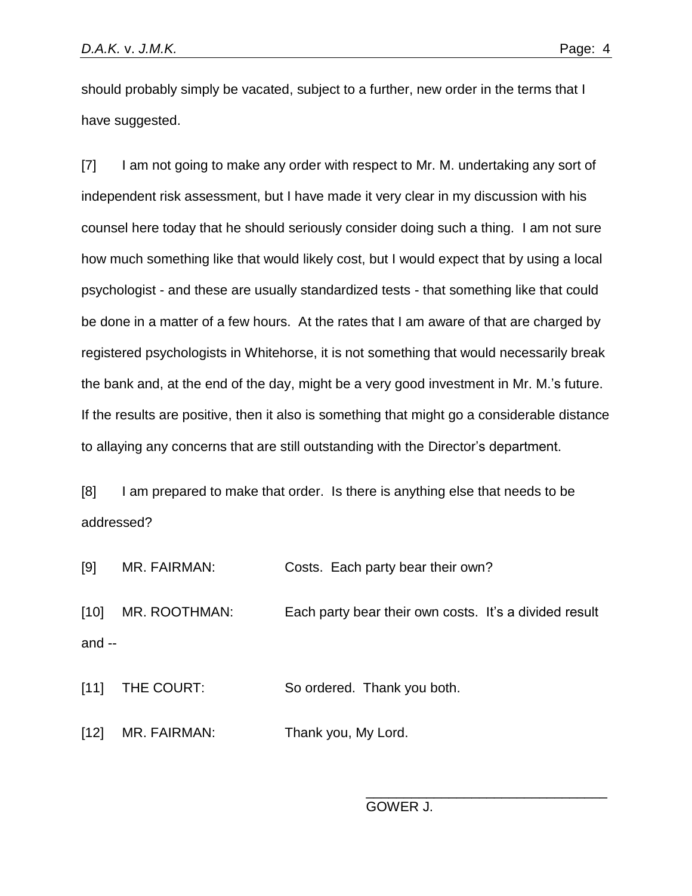should probably simply be vacated, subject to a further, new order in the terms that I have suggested.

[7] I am not going to make any order with respect to Mr. M. undertaking any sort of independent risk assessment, but I have made it very clear in my discussion with his counsel here today that he should seriously consider doing such a thing. I am not sure how much something like that would likely cost, but I would expect that by using a local psychologist - and these are usually standardized tests - that something like that could be done in a matter of a few hours. At the rates that I am aware of that are charged by registered psychologists in Whitehorse, it is not something that would necessarily break the bank and, at the end of the day, might be a very good investment in Mr. M.'s future. If the results are positive, then it also is something that might go a considerable distance to allaying any concerns that are still outstanding with the Director's department.

[8] I am prepared to make that order. Is there is anything else that needs to be addressed?

[9] MR. FAIRMAN: Costs. Each party bear their own?

[10] MR. ROOTHMAN: Each party bear their own costs. It's a divided result and --

[11] THE COURT: So ordered. Thank you both.

[12] MR. FAIRMAN: Thank you, My Lord.

\_\_\_\_\_\_\_\_\_\_\_\_\_\_\_\_\_\_\_\_\_\_\_\_\_\_\_\_\_\_

GOWER J.